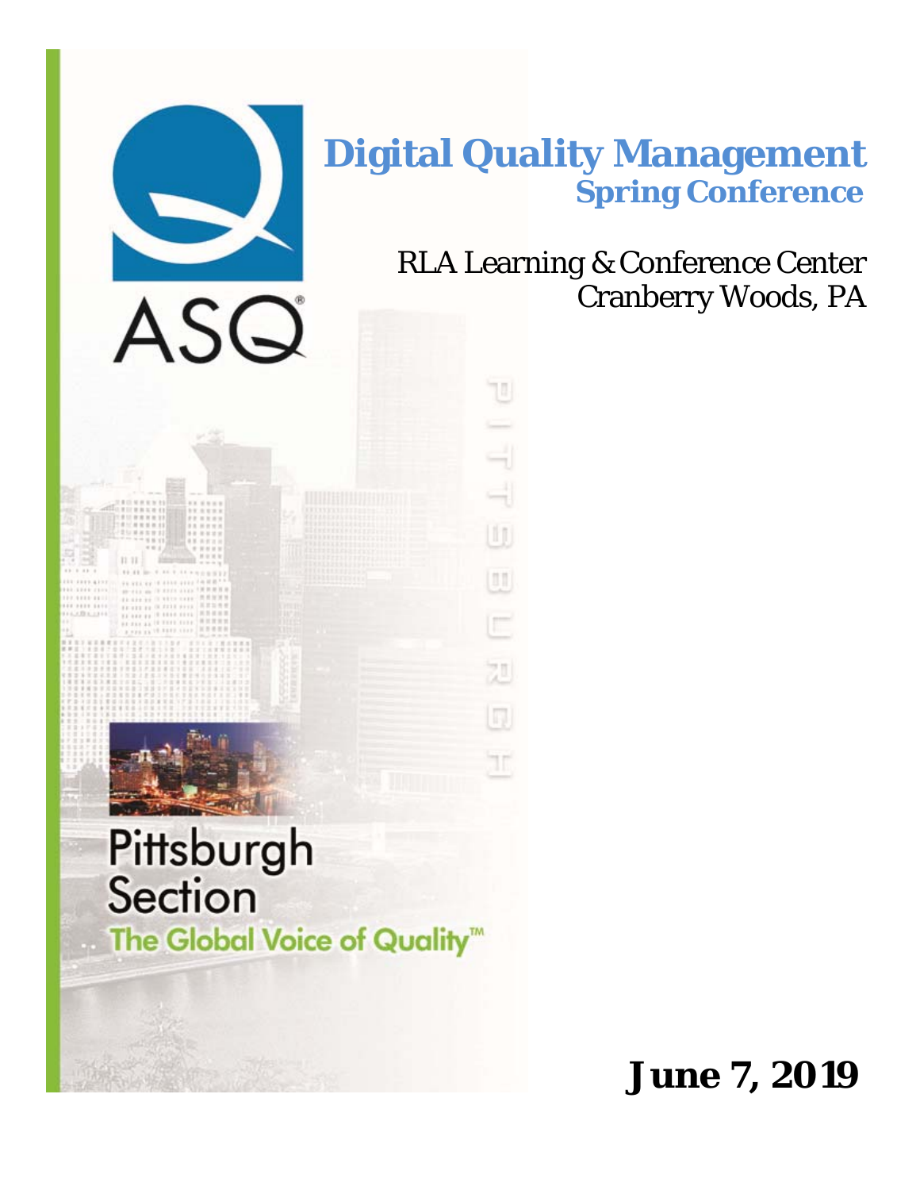ASQ

# Digital Quality Management

## Spring Conference

RLA Learning & Conference Center
Cranberry Woods, PA

PITTSBURGH

Pittsburgh Section

The Global Voice of Quality™

**June 7, 2019**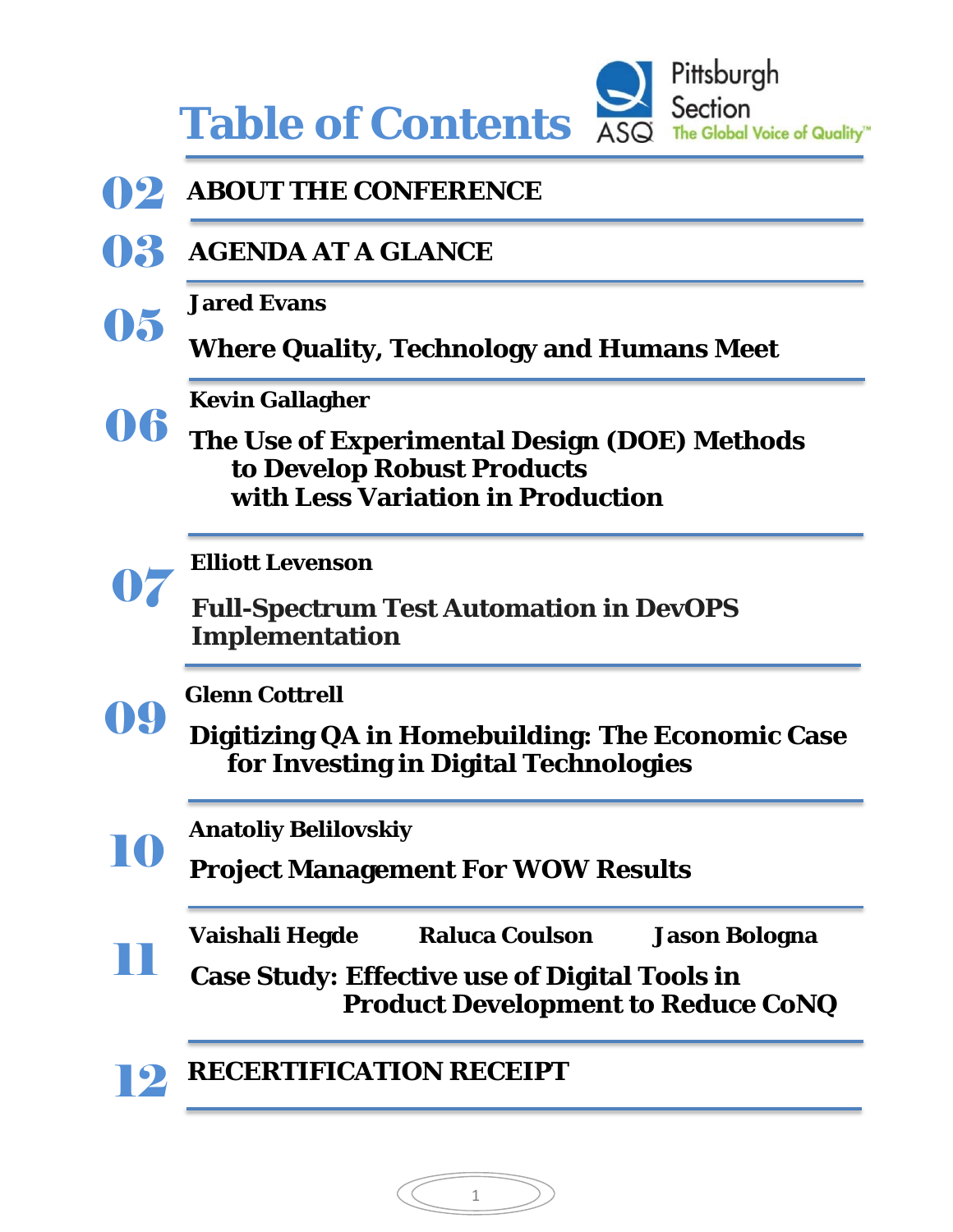# Table of Contents

ASQ Pittsburgh Section — The Global Voice of Quality™

**02** **ABOUT THE CONFERENCE**

**03** **AGENDA AT A GLANCE**

**05** **Jared Evans**

**Where Quality, Technology and Humans Meet**

**06** **Kevin Gallagher**

**The Use of Experimental Design (DOE) Methods to Develop Robust Products with Less Variation in Production**

**07** **Elliott Levenson**

**Full-Spectrum Test Automation in DevOPS Implementation**

**09** **Glenn Cottrell**

**Digitizing QA in Homebuilding: The Economic Case for Investing in Digital Technologies**

**10** **Anatoliy Belilovskiy**

**Project Management For WOW Results**

**11** **Vaishali Hegde** **Raluca Coulson** **Jason Bologna**

**Case Study: Effective use of Digital Tools in Product Development to Reduce CoNQ**

**12** **RECERTIFICATION RECEIPT**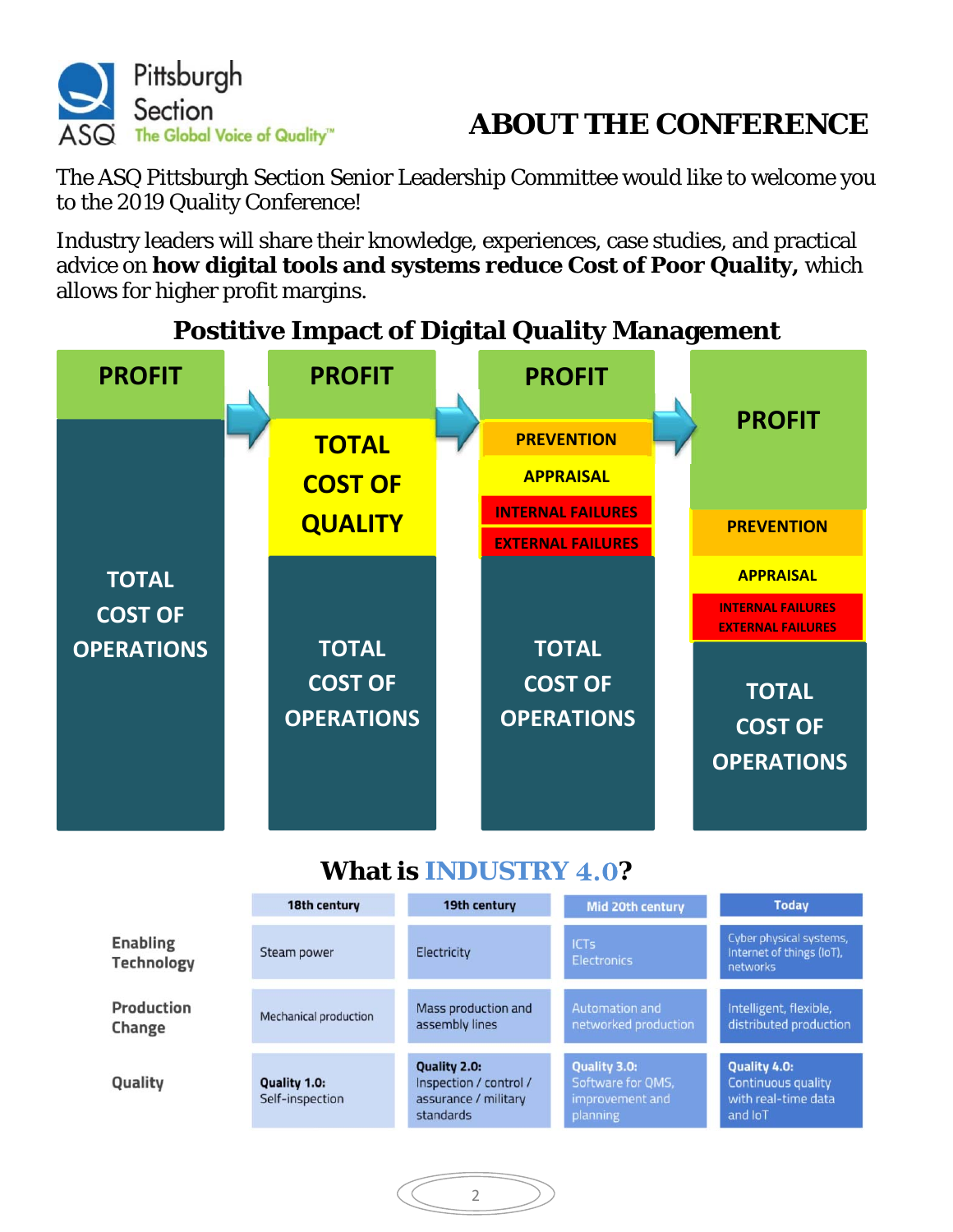Pittsburgh Section
ASQ The Global Voice of Quality™

# ABOUT THE CONFERENCE

The ASQ Pittsburgh Section Senior Leadership Committee would like to welcome you to the 2019 Quality Conference!

Industry leaders will share their knowledge, experiences, case studies, and practical advice on **how digital tools and systems reduce Cost of Poor Quality,** which allows for higher profit margins.

## Postitive Impact of Digital Quality Management

| | | | |
|---|---|---|---|
| PROFIT | PROFIT | PROFIT | PROFIT |
| TOTAL COST OF OPERATIONS | TOTAL COST OF QUALITY | PREVENTION | PREVENTION |
| | | APPRAISAL | APPRAISAL |
| | | INTERNAL FAILURES | INTERNAL FAILURES |
| | | EXTERNAL FAILURES | EXTERNAL FAILURES |
| | TOTAL COST OF OPERATIONS | TOTAL COST OF OPERATIONS | TOTAL COST OF OPERATIONS |

## What is INDUSTRY 4.0?

| | 18th century | 19th century | Mid 20th century | Today |
|---|---|---|---|---|
| Enabling Technology | Steam power | Electricity | ICTs Electronics | Cyber physical systems, Internet of things (IoT), networks |
| Production Change | Mechanical production | Mass production and assembly lines | Automation and networked production | Intelligent, flexible, distributed production |
| Quality | **Quality 1.0:** Self-inspection | **Quality 2.0:** Inspection / control / assurance / military standards | **Quality 3.0:** Software for QMS, improvement and planning | **Quality 4.0:** Continuous quality with real-time data and IoT |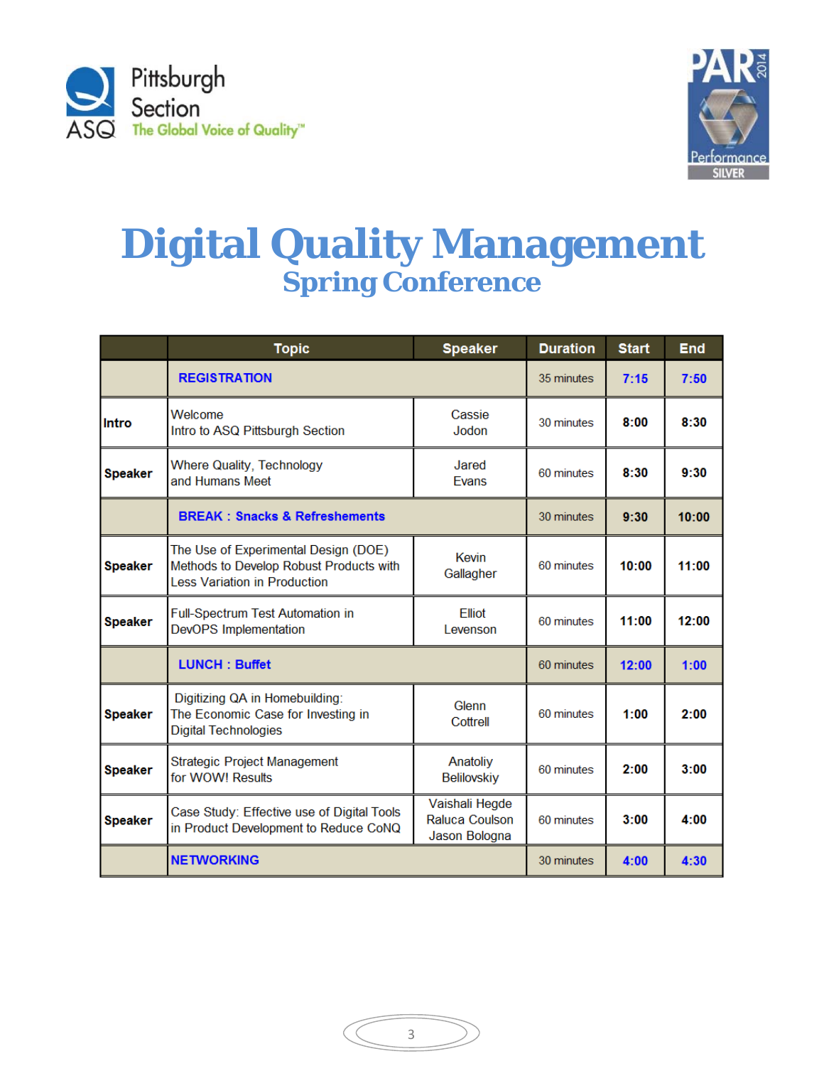Pittsburgh Section ASQ The Global Voice of Quality™

PAR 2014 Performance SILVER

# Digital Quality Management

## Spring Conference

| | Topic | Speaker | Duration | Start | End |
|---|---|---|---|---|---|
| | **REGISTRATION** | | 35 minutes | **7:15** | **7:50** |
| **Intro** | Welcome<br>Intro to ASQ Pittsburgh Section | Cassie Jodon | 30 minutes | **8:00** | **8:30** |
| **Speaker** | Where Quality, Technology and Humans Meet | Jared Evans | 60 minutes | **8:30** | **9:30** |
| | **BREAK : Snacks & Refreshements** | | 30 minutes | **9:30** | **10:00** |
| **Speaker** | The Use of Experimental Design (DOE) Methods to Develop Robust Products with Less Variation in Production | Kevin Gallagher | 60 minutes | **10:00** | **11:00** |
| **Speaker** | Full-Spectrum Test Automation in DevOPS Implementation | Elliot Levenson | 60 minutes | **11:00** | **12:00** |
| | **LUNCH : Buffet** | | 60 minutes | **12:00** | **1:00** |
| **Speaker** | Digitizing QA in Homebuilding: The Economic Case for Investing in Digital Technologies | Glenn Cottrell | 60 minutes | **1:00** | **2:00** |
| **Speaker** | Strategic Project Management for WOW! Results | Anatoliy Belilovskiy | 60 minutes | **2:00** | **3:00** |
| **Speaker** | Case Study: Effective use of Digital Tools in Product Development to Reduce CoNQ | Vaishali Hegde<br>Raluca Coulson<br>Jason Bologna | 60 minutes | **3:00** | **4:00** |
| | **NETWORKING** | | 30 minutes | **4:00** | **4:30** |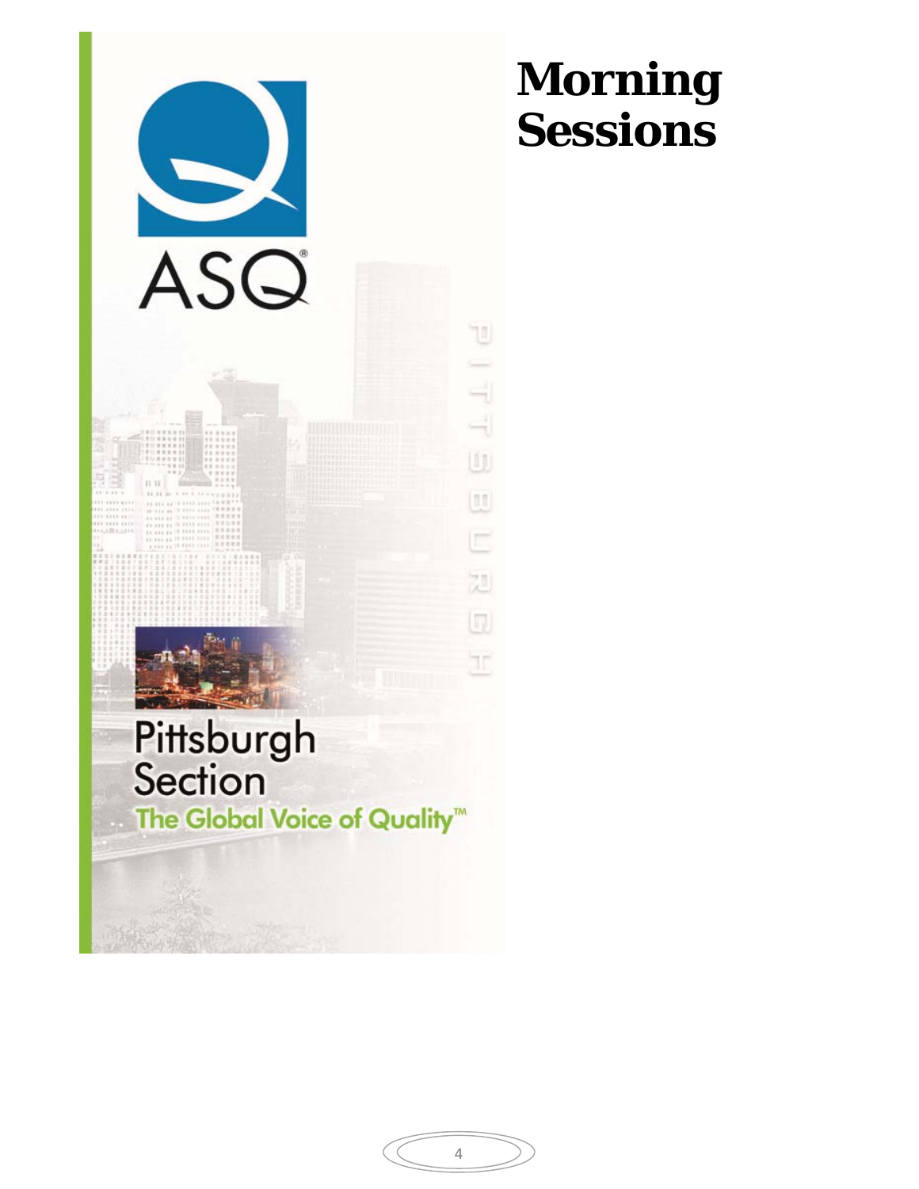# Morning Sessions

ASQ

Pittsburgh Section

The Global Voice of Quality™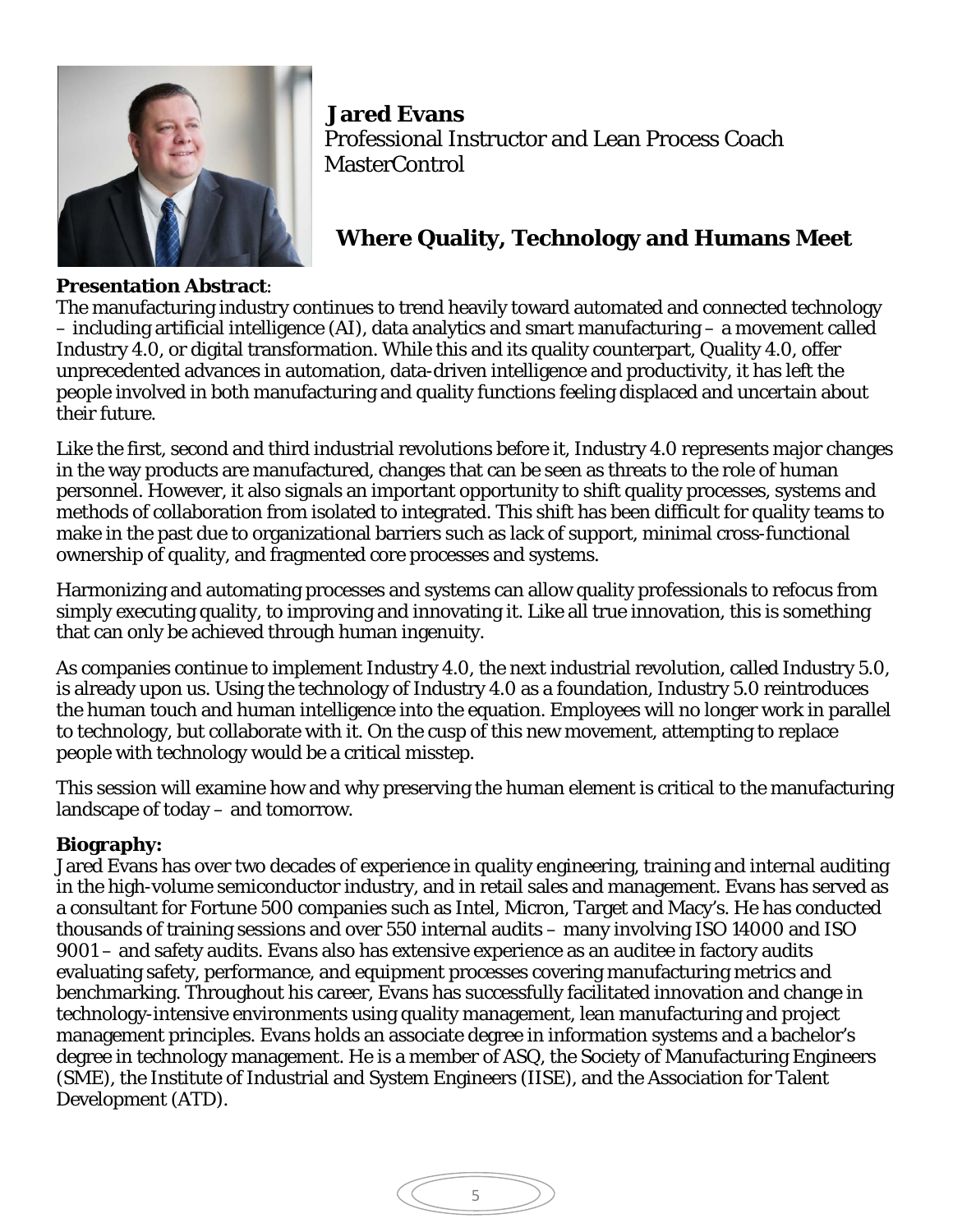**Jared Evans**
Professional Instructor and Lean Process Coach
MasterControl

## Where Quality, Technology and Humans Meet

**Presentation Abstract**:
The manufacturing industry continues to trend heavily toward automated and connected technology – including artificial intelligence (AI), data analytics and smart manufacturing – a movement called Industry 4.0, or digital transformation. While this and its quality counterpart, Quality 4.0, offer unprecedented advances in automation, data-driven intelligence and productivity, it has left the people involved in both manufacturing and quality functions feeling displaced and uncertain about their future.

Like the first, second and third industrial revolutions before it, Industry 4.0 represents major changes in the way products are manufactured, changes that can be seen as threats to the role of human personnel. However, it also signals an important opportunity to shift quality processes, systems and methods of collaboration from isolated to integrated. This shift has been difficult for quality teams to make in the past due to organizational barriers such as lack of support, minimal cross-functional ownership of quality, and fragmented core processes and systems.

Harmonizing and automating processes and systems can allow quality professionals to refocus from simply executing quality, to improving and innovating it. Like all true innovation, this is something that can only be achieved through human ingenuity.

As companies continue to implement Industry 4.0, the next industrial revolution, called Industry 5.0, is already upon us. Using the technology of Industry 4.0 as a foundation, Industry 5.0 reintroduces the human touch and human intelligence into the equation. Employees will no longer work in parallel to technology, but collaborate with it. On the cusp of this new movement, attempting to replace people with technology would be a critical misstep.

This session will examine how and why preserving the human element is critical to the manufacturing landscape of today – and tomorrow.

**Biography:**
Jared Evans has over two decades of experience in quality engineering, training and internal auditing in the high-volume semiconductor industry, and in retail sales and management. Evans has served as a consultant for Fortune 500 companies such as Intel, Micron, Target and Macy's. He has conducted thousands of training sessions and over 550 internal audits – many involving ISO 14000 and ISO 9001 – and safety audits. Evans also has extensive experience as an auditee in factory audits evaluating safety, performance, and equipment processes covering manufacturing metrics and benchmarking. Throughout his career, Evans has successfully facilitated innovation and change in technology-intensive environments using quality management, lean manufacturing and project management principles. Evans holds an associate degree in information systems and a bachelor's degree in technology management. He is a member of ASQ, the Society of Manufacturing Engineers (SME), the Institute of Industrial and System Engineers (IISE), and the Association for Talent Development (ATD).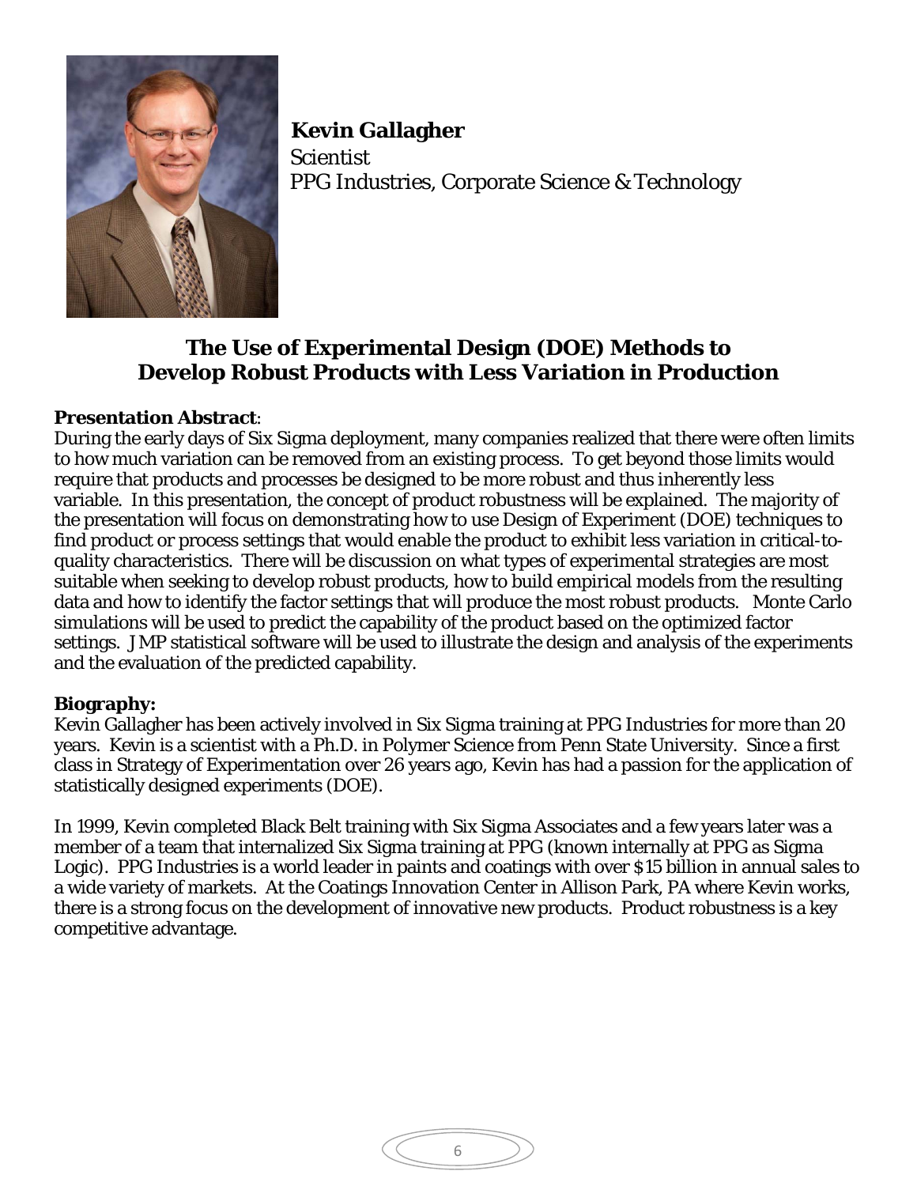**Kevin Gallagher**
Scientist
PPG Industries, Corporate Science & Technology

## The Use of Experimental Design (DOE) Methods to Develop Robust Products with Less Variation in Production

**Presentation Abstract**:
During the early days of Six Sigma deployment, many companies realized that there were often limits to how much variation can be removed from an existing process. To get beyond those limits would require that products and processes be designed to be more robust and thus inherently less variable. In this presentation, the concept of product robustness will be explained. The majority of the presentation will focus on demonstrating how to use Design of Experiment (DOE) techniques to find product or process settings that would enable the product to exhibit less variation in critical-to-quality characteristics. There will be discussion on what types of experimental strategies are most suitable when seeking to develop robust products, how to build empirical models from the resulting data and how to identify the factor settings that will produce the most robust products. Monte Carlo simulations will be used to predict the capability of the product based on the optimized factor settings. JMP statistical software will be used to illustrate the design and analysis of the experiments and the evaluation of the predicted capability.

**Biography:**
Kevin Gallagher has been actively involved in Six Sigma training at PPG Industries for more than 20 years. Kevin is a scientist with a Ph.D. in Polymer Science from Penn State University. Since a first class in Strategy of Experimentation over 26 years ago, Kevin has had a passion for the application of statistically designed experiments (DOE).

In 1999, Kevin completed Black Belt training with Six Sigma Associates and a few years later was a member of a team that internalized Six Sigma training at PPG (known internally at PPG as Sigma Logic). PPG Industries is a world leader in paints and coatings with over $15 billion in annual sales to a wide variety of markets. At the Coatings Innovation Center in Allison Park, PA where Kevin works, there is a strong focus on the development of innovative new products. Product robustness is a key competitive advantage.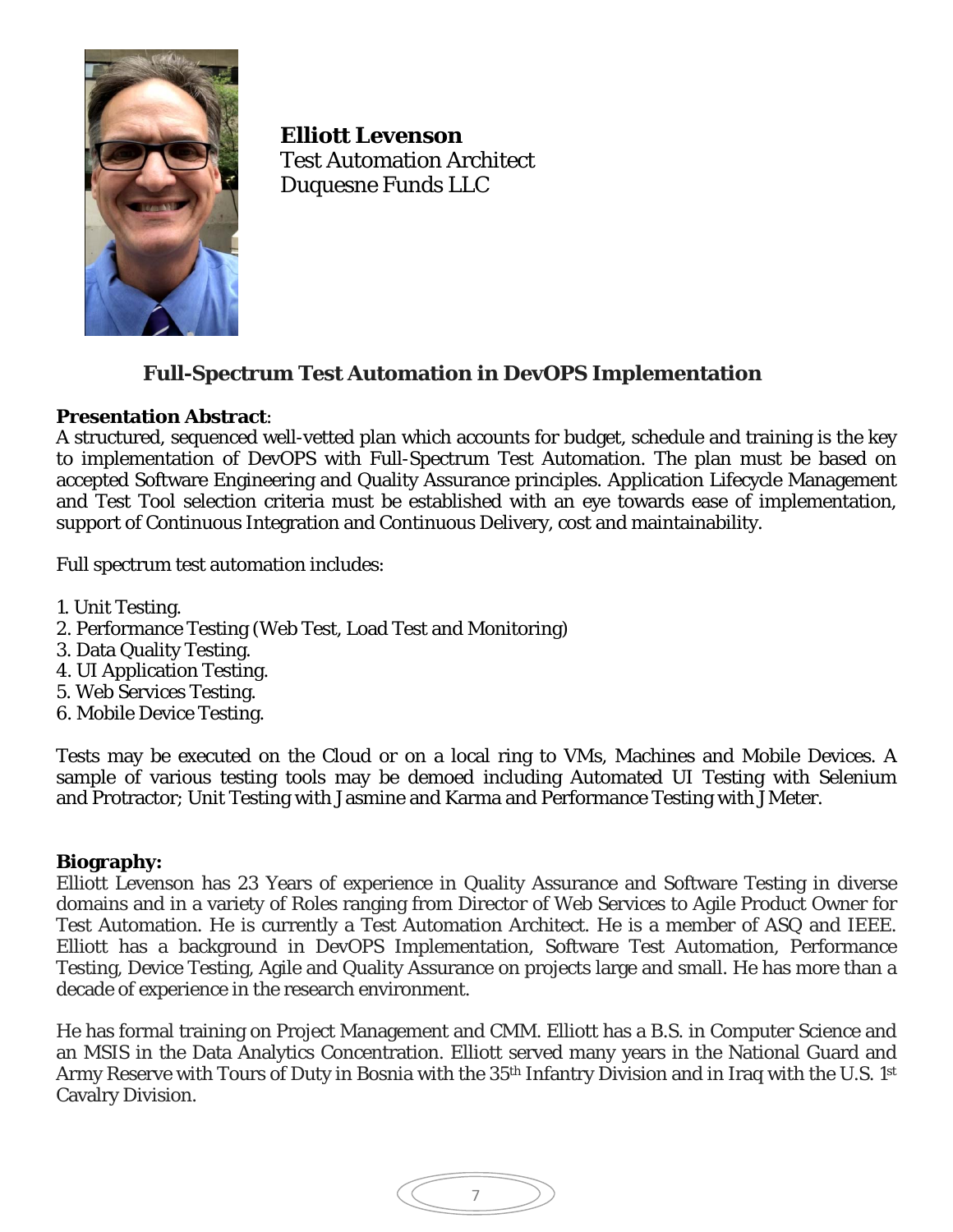**Elliott Levenson**
Test Automation Architect
Duquesne Funds LLC

## Full-Spectrum Test Automation in DevOPS Implementation

**Presentation Abstract**:
A structured, sequenced well-vetted plan which accounts for budget, schedule and training is the key to implementation of DevOPS with Full-Spectrum Test Automation. The plan must be based on accepted Software Engineering and Quality Assurance principles. Application Lifecycle Management and Test Tool selection criteria must be established with an eye towards ease of implementation, support of Continuous Integration and Continuous Delivery, cost and maintainability.

Full spectrum test automation includes:

1. Unit Testing.
2. Performance Testing (Web Test, Load Test and Monitoring)
3. Data Quality Testing.
4. UI Application Testing.
5. Web Services Testing.
6. Mobile Device Testing.

Tests may be executed on the Cloud or on a local ring to VMs, Machines and Mobile Devices. A sample of various testing tools may be demoed including Automated UI Testing with Selenium and Protractor; Unit Testing with Jasmine and Karma and Performance Testing with JMeter.

**Biography:**
Elliott Levenson has 23 Years of experience in Quality Assurance and Software Testing in diverse domains and in a variety of Roles ranging from Director of Web Services to Agile Product Owner for Test Automation. He is currently a Test Automation Architect. He is a member of ASQ and IEEE. Elliott has a background in DevOPS Implementation, Software Test Automation, Performance Testing, Device Testing, Agile and Quality Assurance on projects large and small. He has more than a decade of experience in the research environment.

He has formal training on Project Management and CMM. Elliott has a B.S. in Computer Science and an MSIS in the Data Analytics Concentration. Elliott served many years in the National Guard and Army Reserve with Tours of Duty in Bosnia with the 35th Infantry Division and in Iraq with the U.S. 1st Cavalry Division.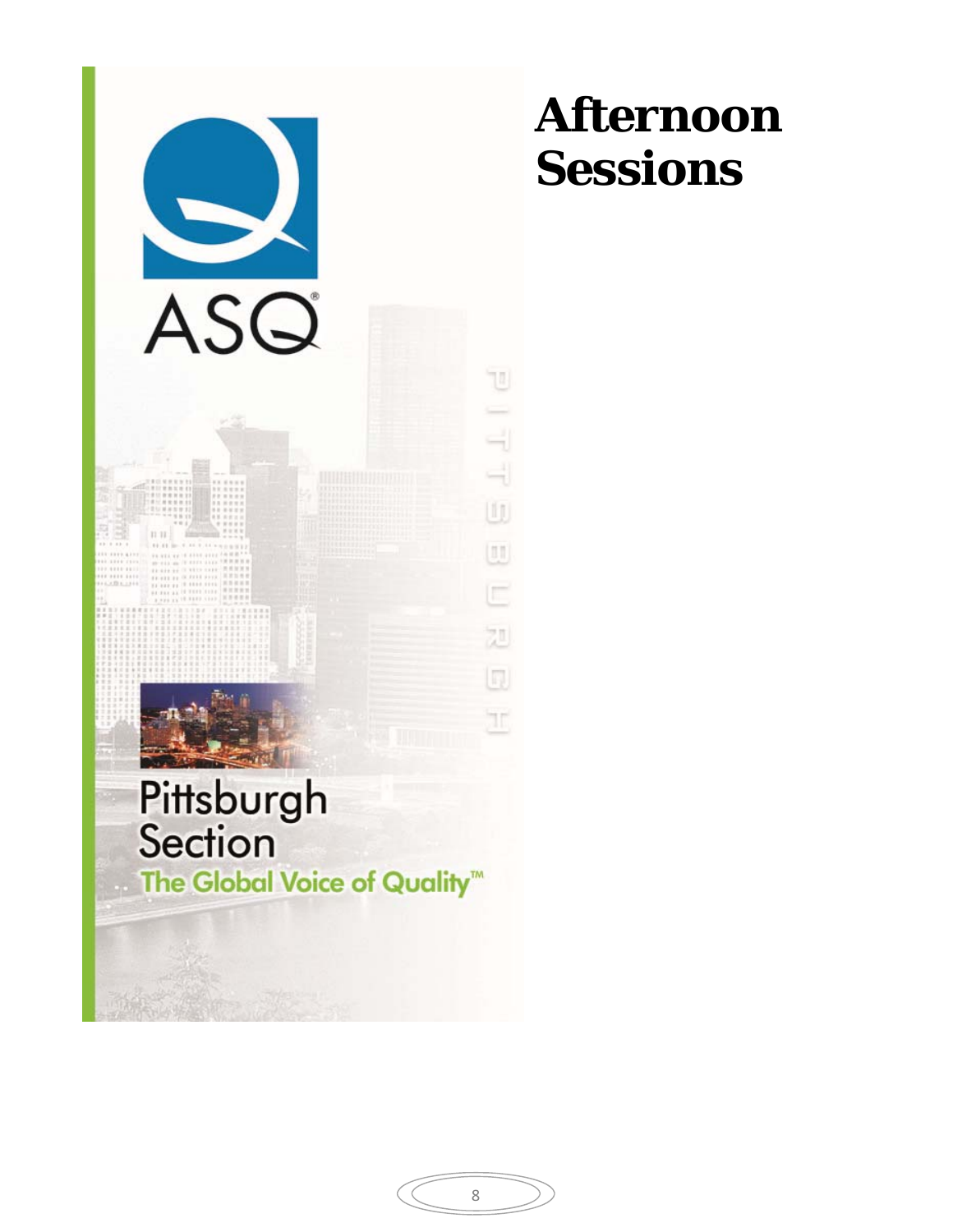# Afternoon Sessions

ASQ

Pittsburgh Section

The Global Voice of Quality™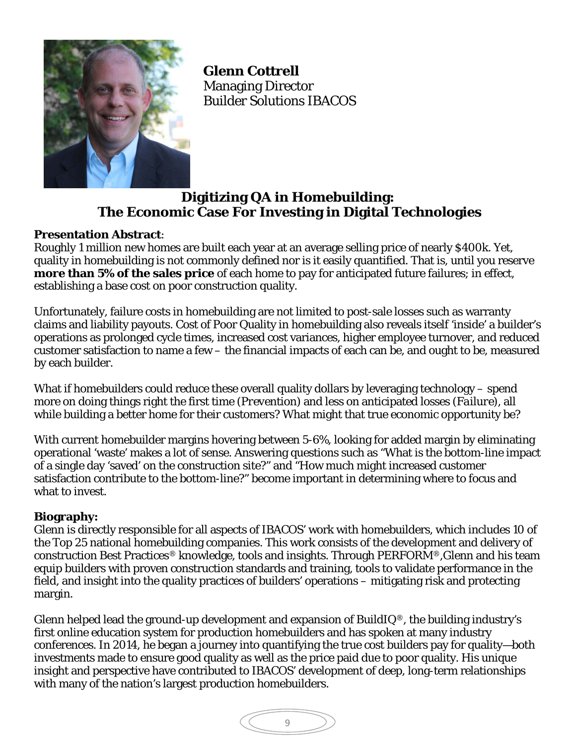**Glenn Cottrell**
Managing Director
Builder Solutions IBACOS

## Digitizing QA in Homebuilding: The Economic Case For Investing in Digital Technologies

**Presentation Abstract**:
Roughly 1 million new homes are built each year at an average selling price of nearly $400k. Yet, quality in homebuilding is not commonly defined nor is it easily quantified. That is, until you reserve **more than 5% of the sales price** of each home to pay for anticipated future failures; in effect, establishing a base cost on poor construction quality.

Unfortunately, failure costs in homebuilding are not limited to post-sale losses such as warranty claims and liability payouts. Cost of Poor Quality in homebuilding also reveals itself 'inside' a builder's operations as prolonged cycle times, increased cost variances, higher employee turnover, and reduced customer satisfaction to name a few – the financial impacts of each can be, and ought to be, measured by each builder.

What if homebuilders could reduce these overall quality dollars by leveraging technology – spend more on doing things right the first time (*Prevention*) and less on anticipated losses (*Failure*), all while building a better home for their customers? What might that true economic opportunity be?

With current homebuilder margins hovering between 5-6%, looking for added margin by eliminating operational 'waste' makes a lot of sense. Answering questions such as "What is the bottom-line impact of a single day 'saved' on the construction site?" and "How much might increased customer satisfaction contribute to the bottom-line?" become important in determining where to focus and what to invest.

**Biography:**
Glenn is directly responsible for all aspects of IBACOS' work with homebuilders, which includes 10 of the Top 25 national homebuilding companies. This work consists of the development and delivery of construction Best Practices® knowledge, tools and insights. Through PERFORM®,Glenn and his team equip builders with proven construction standards and training, tools to validate performance in the field, and insight into the quality practices of builders' operations – mitigating risk and protecting margin.

Glenn helped lead the ground-up development and expansion of BuildIQ®, the building industry's first online education system for production homebuilders and has spoken at many industry conferences. In 2014, he began a journey into quantifying the true cost builders pay for quality—both investments made to ensure good quality as well as the price paid due to poor quality. His unique insight and perspective have contributed to IBACOS' development of deep, long-term relationships with many of the nation's largest production homebuilders.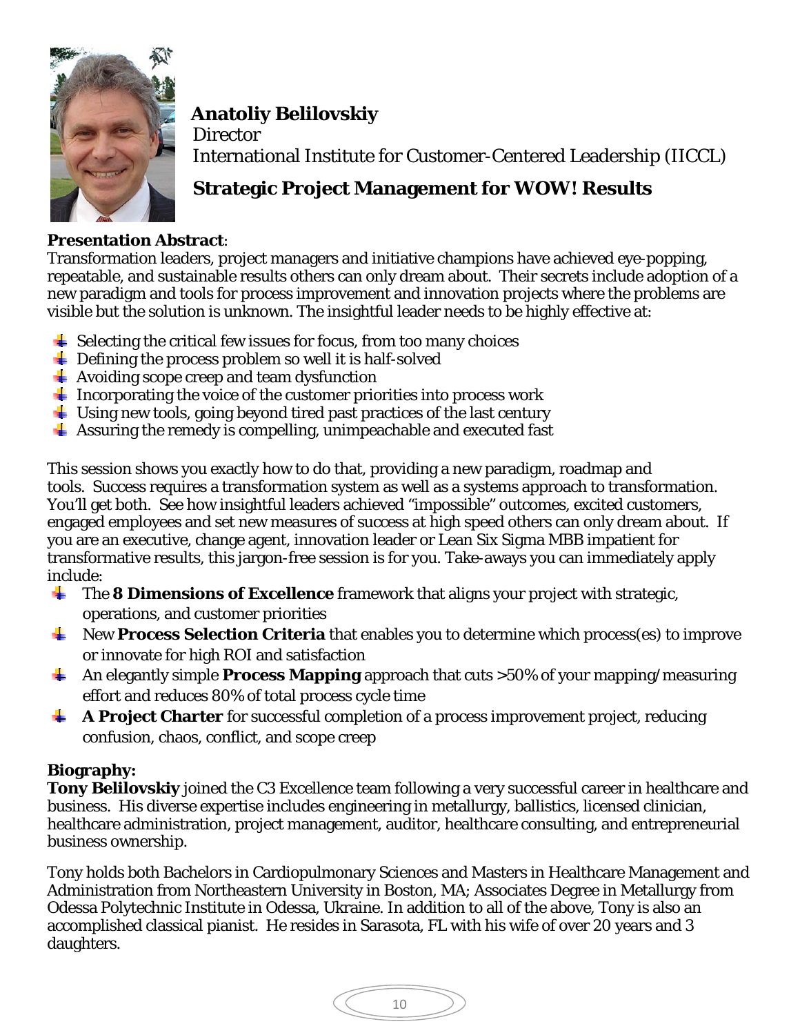**Anatoliy Belilovskiy**
Director
International Institute for Customer-Centered Leadership (IICCL)

## Strategic Project Management for WOW! Results

**Presentation Abstract**:
Transformation leaders, project managers and initiative champions have achieved eye-popping, repeatable, and sustainable results others can only dream about. Their secrets include adoption of a new paradigm and tools for process improvement and innovation projects where the problems are visible but the solution is unknown. The insightful leader needs to be highly effective at:

- Selecting the critical few issues for focus, from too many choices
- Defining the process problem so well it is half-solved
- Avoiding scope creep and team dysfunction
- Incorporating the voice of the customer priorities into process work
- Using new tools, going beyond tired past practices of the last century
- Assuring the remedy is compelling, unimpeachable and executed fast

This session shows you exactly how to do that, providing a new paradigm, roadmap and tools. Success requires a transformation system as well as a systems approach to transformation. You'll get both. See how insightful leaders achieved "impossible" outcomes, excited customers, engaged employees and set new measures of success at high speed others can only dream about. If you are an executive, change agent, innovation leader or Lean Six Sigma MBB impatient for transformative results, this jargon-free session is for you. Take-aways you can immediately apply include:

- The **8 Dimensions of Excellence** framework that aligns your project with strategic, operations, and customer priorities
- New **Process Selection Criteria** that enables you to determine which process(es) to improve or innovate for high ROI and satisfaction
- An elegantly simple **Process Mapping** approach that cuts >50% of your mapping/measuring effort and reduces 80% of total process cycle time
- **A Project Charter** for successful completion of a process improvement project, reducing confusion, chaos, conflict, and scope creep

**Biography:**
**Tony Belilovskiy** joined the C3 Excellence team following a very successful career in healthcare and business. His diverse expertise includes engineering in metallurgy, ballistics, licensed clinician, healthcare administration, project management, auditor, healthcare consulting, and entrepreneurial business ownership.

Tony holds both Bachelors in Cardiopulmonary Sciences and Masters in Healthcare Management and Administration from Northeastern University in Boston, MA; Associates Degree in Metallurgy from Odessa Polytechnic Institute in Odessa, Ukraine. In addition to all of the above, Tony is also an accomplished classical pianist. He resides in Sarasota, FL with his wife of over 20 years and 3 daughters.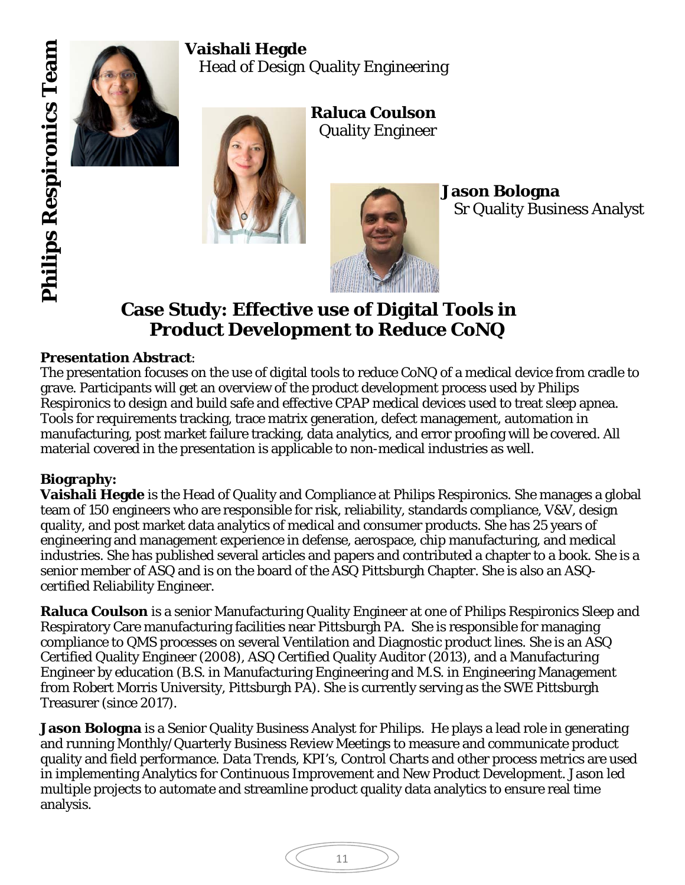**Philips Respironics Team**

**Vaishali Hegde**
Head of Design Quality Engineering

**Raluca Coulson**
Quality Engineer

**Jason Bologna**
Sr Quality Business Analyst

## Case Study: Effective use of Digital Tools in Product Development to Reduce CoNQ

**Presentation Abstract**:
The presentation focuses on the use of digital tools to reduce CoNQ of a medical device from cradle to grave. Participants will get an overview of the product development process used by Philips Respironics to design and build safe and effective CPAP medical devices used to treat sleep apnea. Tools for requirements tracking, trace matrix generation, defect management, automation in manufacturing, post market failure tracking, data analytics, and error proofing will be covered. All material covered in the presentation is applicable to non-medical industries as well.

**Biography:**
**Vaishali Hegde** is the Head of Quality and Compliance at Philips Respironics. She manages a global team of 150 engineers who are responsible for risk, reliability, standards compliance, V&V, design quality, and post market data analytics of medical and consumer products. She has 25 years of engineering and management experience in defense, aerospace, chip manufacturing, and medical industries. She has published several articles and papers and contributed a chapter to a book. She is a senior member of ASQ and is on the board of the ASQ Pittsburgh Chapter. She is also an ASQ-certified Reliability Engineer.

**Raluca Coulson** is a senior Manufacturing Quality Engineer at one of Philips Respironics Sleep and Respiratory Care manufacturing facilities near Pittsburgh PA. She is responsible for managing compliance to QMS processes on several Ventilation and Diagnostic product lines. She is an ASQ Certified Quality Engineer (2008), ASQ Certified Quality Auditor (2013), and a Manufacturing Engineer by education (B.S. in Manufacturing Engineering and M.S. in Engineering Management from Robert Morris University, Pittsburgh PA). She is currently serving as the SWE Pittsburgh Treasurer (since 2017).

**Jason Bologna** is a Senior Quality Business Analyst for Philips. He plays a lead role in generating and running Monthly/Quarterly Business Review Meetings to measure and communicate product quality and field performance. Data Trends, KPI's, Control Charts and other process metrics are used in implementing Analytics for Continuous Improvement and New Product Development. Jason led multiple projects to automate and streamline product quality data analytics to ensure real time analysis.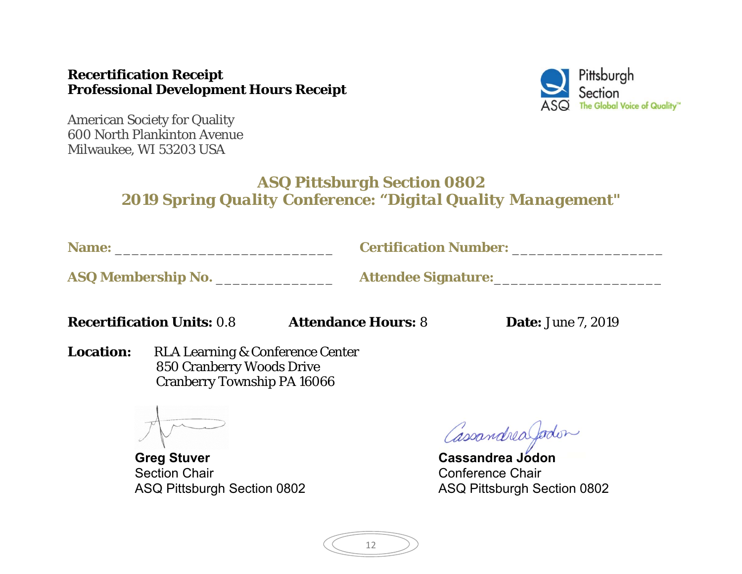**Recertification Receipt**
**Professional Development Hours Receipt**

American Society for Quality
600 North Plankinton Avenue
Milwaukee, WI 53203 USA

Pittsburgh Section
ASQ The Global Voice of Quality™

## ASQ Pittsburgh Section 0802
## 2019 Spring Quality Conference: “Digital Quality Management"

**Name:** ___________________________ **Certification Number:** ___________________

**ASQ Membership No.** ______________ **Attendee Signature:**____________________

**Recertification Units:** 0.8 **Attendance Hours:** 8 **Date:** June 7, 2019

**Location:** RLA Learning & Conference Center
850 Cranberry Woods Drive
Cranberry Township PA 16066

**Greg Stuver**
Section Chair
ASQ Pittsburgh Section 0802

**Cassandrea Jodon**
Conference Chair
ASQ Pittsburgh Section 0802